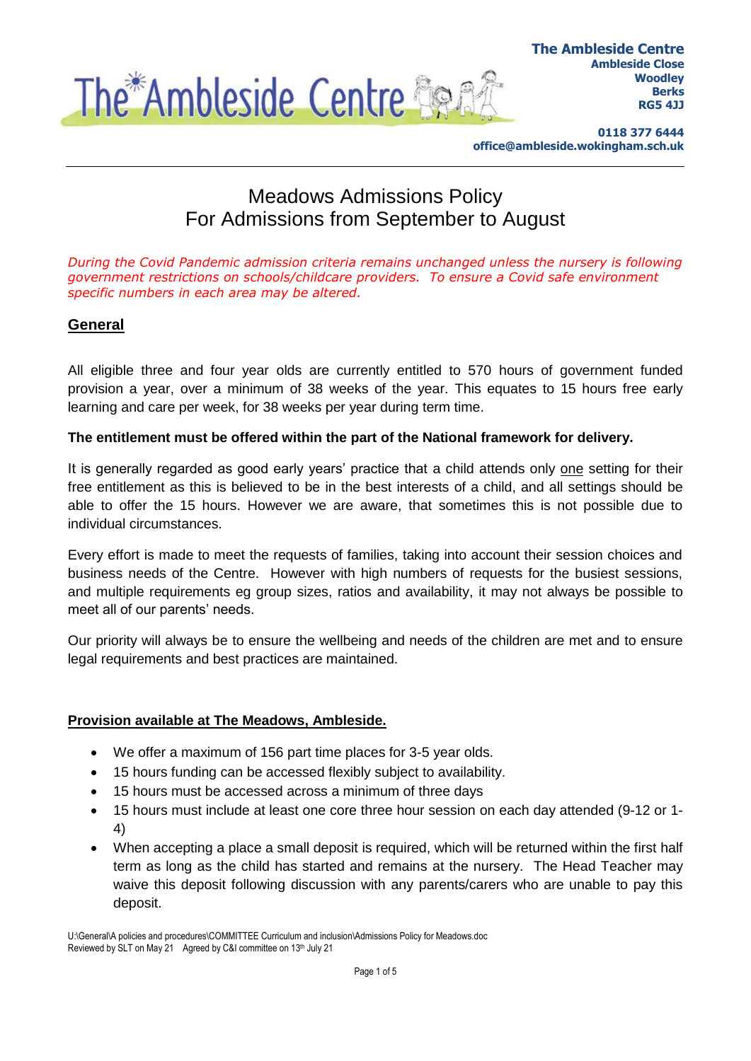The Ambleside Centre

**The Ambleside Centre**
**Ambleside Close**
**Woodley**
**Berks**
**RG5 4JJ**

**0118 377 6444**
**office@ambleside.wokingham.sch.uk**

---

# Meadows Admissions Policy
# For Admissions from September to August

*During the Covid Pandemic admission criteria remains unchanged unless the nursery is following government restrictions on schools/childcare providers. To ensure a Covid safe environment specific numbers in each area may be altered.*

## General

All eligible three and four year olds are currently entitled to 570 hours of government funded provision a year, over a minimum of 38 weeks of the year. This equates to 15 hours free early learning and care per week, for 38 weeks per year during term time.

**The entitlement must be offered within the part of the National framework for delivery.**

It is generally regarded as good early years' practice that a child attends only one setting for their free entitlement as this is believed to be in the best interests of a child, and all settings should be able to offer the 15 hours. However we are aware, that sometimes this is not possible due to individual circumstances.

Every effort is made to meet the requests of families, taking into account their session choices and business needs of the Centre. However with high numbers of requests for the busiest sessions, and multiple requirements eg group sizes, ratios and availability, it may not always be possible to meet all of our parents' needs.

Our priority will always be to ensure the wellbeing and needs of the children are met and to ensure legal requirements and best practices are maintained.

## Provision available at The Meadows, Ambleside.

- We offer a maximum of 156 part time places for 3-5 year olds.
- 15 hours funding can be accessed flexibly subject to availability.
- 15 hours must be accessed across a minimum of three days
- 15 hours must include at least one core three hour session on each day attended (9-12 or 1-4)
- When accepting a place a small deposit is required, which will be returned within the first half term as long as the child has started and remains at the nursery. The Head Teacher may waive this deposit following discussion with any parents/carers who are unable to pay this deposit.

U:\General\A policies and procedures\COMMITTEE Curriculum and inclusion\Admissions Policy for Meadows.doc
Reviewed by SLT on May 21 Agreed by C&I committee on 13th July 21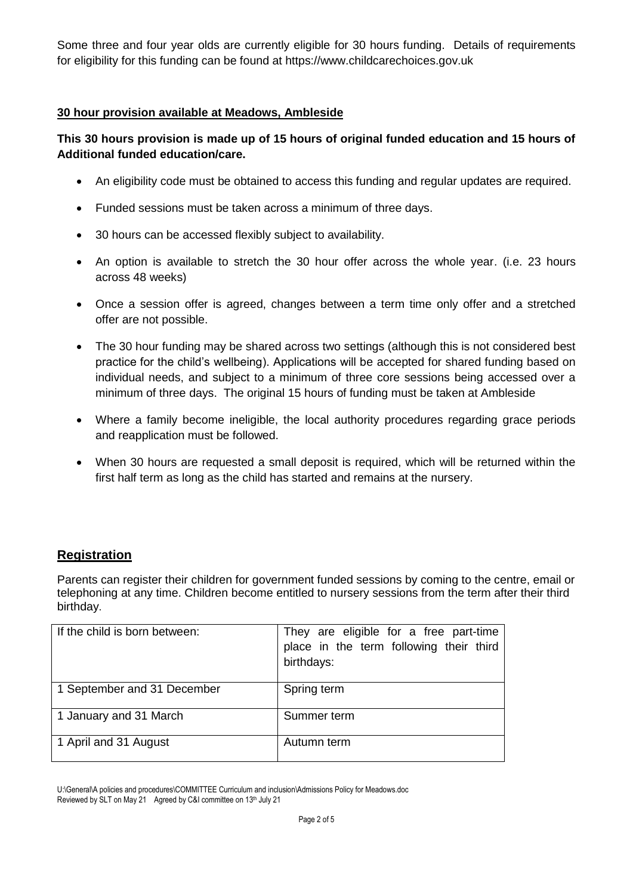Some three and four year olds are currently eligible for 30 hours funding. Details of requirements for eligibility for this funding can be found at https://www.childcarechoices.gov.uk

**30 hour provision available at Meadows, Ambleside**

**This 30 hours provision is made up of 15 hours of original funded education and 15 hours of Additional funded education/care.**

- An eligibility code must be obtained to access this funding and regular updates are required.
- Funded sessions must be taken across a minimum of three days.
- 30 hours can be accessed flexibly subject to availability.
- An option is available to stretch the 30 hour offer across the whole year. (i.e. 23 hours across 48 weeks)
- Once a session offer is agreed, changes between a term time only offer and a stretched offer are not possible.
- The 30 hour funding may be shared across two settings (although this is not considered best practice for the child's wellbeing). Applications will be accepted for shared funding based on individual needs, and subject to a minimum of three core sessions being accessed over a minimum of three days. The original 15 hours of funding must be taken at Ambleside
- Where a family become ineligible, the local authority procedures regarding grace periods and reapplication must be followed.
- When 30 hours are requested a small deposit is required, which will be returned within the first half term as long as the child has started and remains at the nursery.

## Registration

Parents can register their children for government funded sessions by coming to the centre, email or telephoning at any time. Children become entitled to nursery sessions from the term after their third birthday.

| If the child is born between: | They are eligible for a free part-time place in the term following their third birthdays: |
|---|---|
| 1 September and 31 December | Spring term |
| 1 January and 31 March | Summer term |
| 1 April and 31 August | Autumn term |

U:\General\A policies and procedures\COMMITTEE Curriculum and inclusion\Admissions Policy for Meadows.doc
Reviewed by SLT on May 21 Agreed by C&I committee on 13th July 21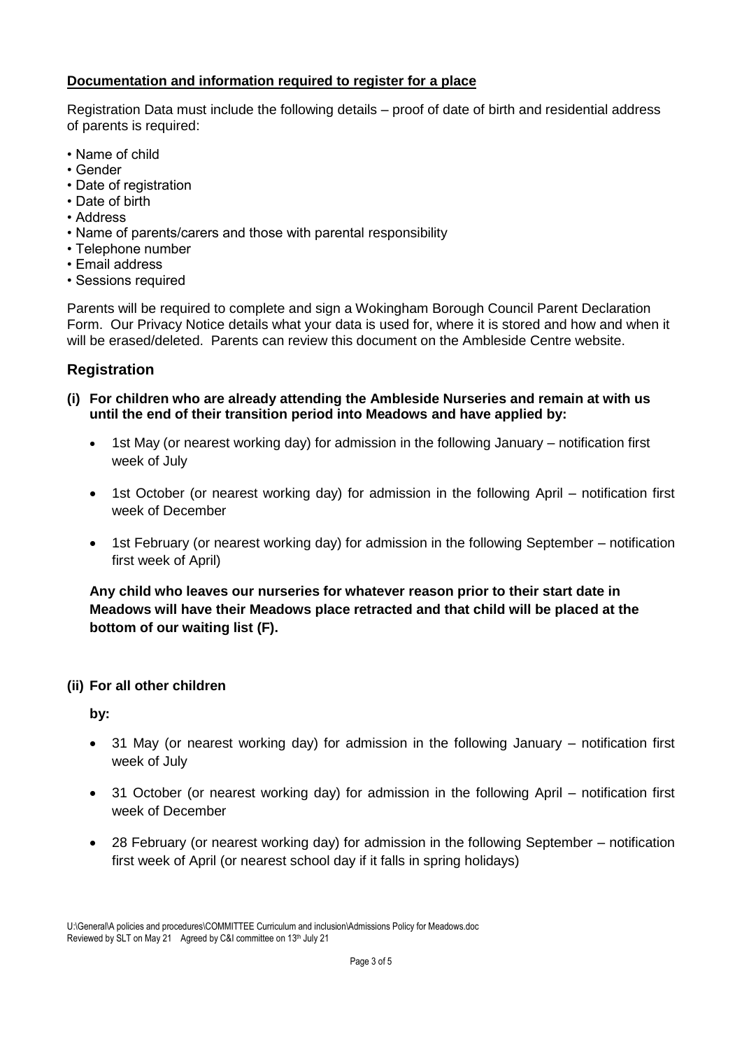**Documentation and information required to register for a place**

Registration Data must include the following details – proof of date of birth and residential address of parents is required:

- Name of child
- Gender
- Date of registration
- Date of birth
- Address
- Name of parents/carers and those with parental responsibility
- Telephone number
- Email address
- Sessions required

Parents will be required to complete and sign a Wokingham Borough Council Parent Declaration Form. Our Privacy Notice details what your data is used for, where it is stored and how and when it will be erased/deleted. Parents can review this document on the Ambleside Centre website.

## Registration

**(i) For children who are already attending the Ambleside Nurseries and remain at with us until the end of their transition period into Meadows and have applied by:**

- 1st May (or nearest working day) for admission in the following January – notification first week of July
- 1st October (or nearest working day) for admission in the following April – notification first week of December
- 1st February (or nearest working day) for admission in the following September – notification first week of April)

**Any child who leaves our nurseries for whatever reason prior to their start date in Meadows will have their Meadows place retracted and that child will be placed at the bottom of our waiting list (F).**

**(ii) For all other children**

**by:**

- 31 May (or nearest working day) for admission in the following January – notification first week of July
- 31 October (or nearest working day) for admission in the following April – notification first week of December
- 28 February (or nearest working day) for admission in the following September – notification first week of April (or nearest school day if it falls in spring holidays)

U:\General\A policies and procedures\COMMITTEE Curriculum and inclusion\Admissions Policy for Meadows.doc
Reviewed by SLT on May 21 Agreed by C&I committee on 13th July 21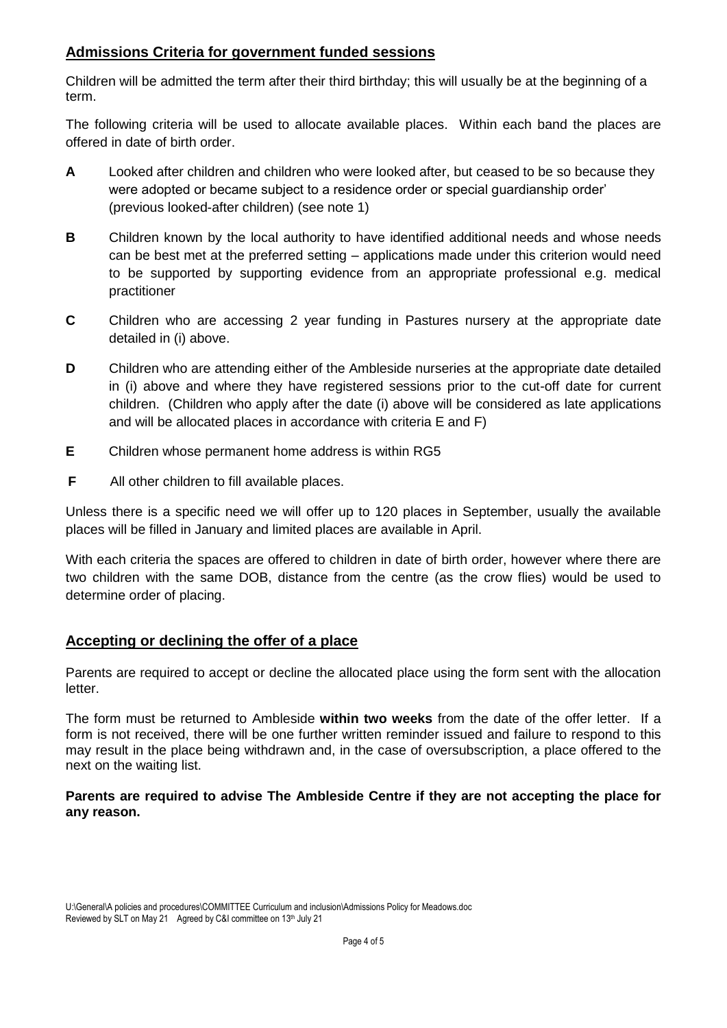## Admissions Criteria for government funded sessions

Children will be admitted the term after their third birthday; this will usually be at the beginning of a term.

The following criteria will be used to allocate available places. Within each band the places are offered in date of birth order.

**A** Looked after children and children who were looked after, but ceased to be so because they were adopted or became subject to a residence order or special guardianship order' (previous looked-after children) (see note 1)

**B** Children known by the local authority to have identified additional needs and whose needs can be best met at the preferred setting – applications made under this criterion would need to be supported by supporting evidence from an appropriate professional e.g. medical practitioner

**C** Children who are accessing 2 year funding in Pastures nursery at the appropriate date detailed in (i) above.

**D** Children who are attending either of the Ambleside nurseries at the appropriate date detailed in (i) above and where they have registered sessions prior to the cut-off date for current children. (Children who apply after the date (i) above will be considered as late applications and will be allocated places in accordance with criteria E and F)

**E** Children whose permanent home address is within RG5

**F** All other children to fill available places.

Unless there is a specific need we will offer up to 120 places in September, usually the available places will be filled in January and limited places are available in April.

With each criteria the spaces are offered to children in date of birth order, however where there are two children with the same DOB, distance from the centre (as the crow flies) would be used to determine order of placing.

## Accepting or declining the offer of a place

Parents are required to accept or decline the allocated place using the form sent with the allocation letter.

The form must be returned to Ambleside **within two weeks** from the date of the offer letter. If a form is not received, there will be one further written reminder issued and failure to respond to this may result in the place being withdrawn and, in the case of oversubscription, a place offered to the next on the waiting list.

**Parents are required to advise The Ambleside Centre if they are not accepting the place for any reason.**

U:\General\A policies and procedures\COMMITTEE Curriculum and inclusion\Admissions Policy for Meadows.doc
Reviewed by SLT on May 21 Agreed by C&I committee on 13th July 21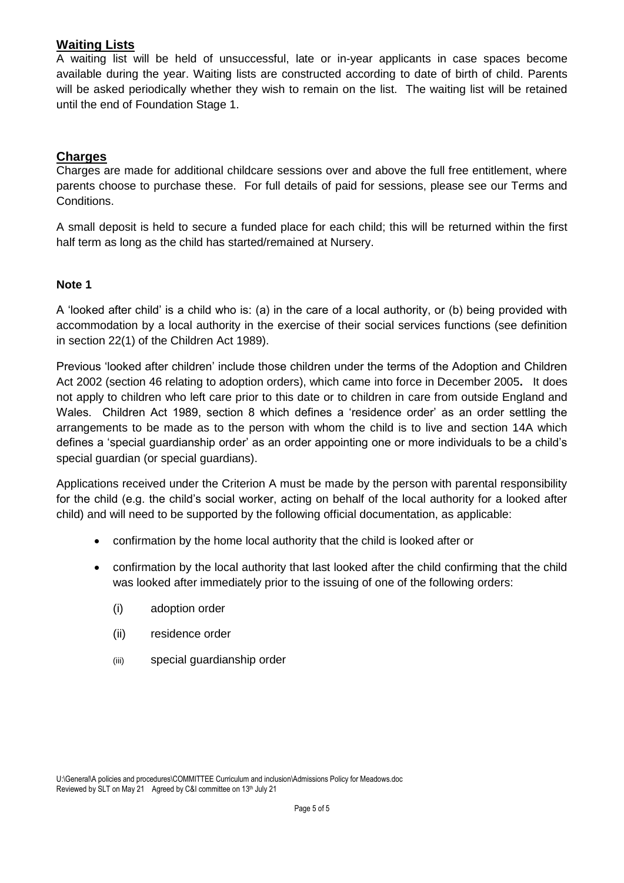## Waiting Lists

A waiting list will be held of unsuccessful, late or in-year applicants in case spaces become available during the year. Waiting lists are constructed according to date of birth of child. Parents will be asked periodically whether they wish to remain on the list. The waiting list will be retained until the end of Foundation Stage 1.

## Charges

Charges are made for additional childcare sessions over and above the full free entitlement, where parents choose to purchase these. For full details of paid for sessions, please see our Terms and Conditions.

A small deposit is held to secure a funded place for each child; this will be returned within the first half term as long as the child has started/remained at Nursery.

**Note 1**

A 'looked after child' is a child who is: (a) in the care of a local authority, or (b) being provided with accommodation by a local authority in the exercise of their social services functions (see definition in section 22(1) of the Children Act 1989).

Previous 'looked after children' include those children under the terms of the Adoption and Children Act 2002 (section 46 relating to adoption orders), which came into force in December 2005**.** It does not apply to children who left care prior to this date or to children in care from outside England and Wales. Children Act 1989, section 8 which defines a 'residence order' as an order settling the arrangements to be made as to the person with whom the child is to live and section 14A which defines a 'special guardianship order' as an order appointing one or more individuals to be a child's special guardian (or special guardians).

Applications received under the Criterion A must be made by the person with parental responsibility for the child (e.g. the child's social worker, acting on behalf of the local authority for a looked after child) and will need to be supported by the following official documentation, as applicable:

- confirmation by the home local authority that the child is looked after or
- confirmation by the local authority that last looked after the child confirming that the child was looked after immediately prior to the issuing of one of the following orders:
    - (i) adoption order
    - (ii) residence order
    - (iii) special guardianship order

U:\General\A policies and procedures\COMMITTEE Curriculum and inclusion\Admissions Policy for Meadows.doc
Reviewed by SLT on May 21 Agreed by C&I committee on 13th July 21